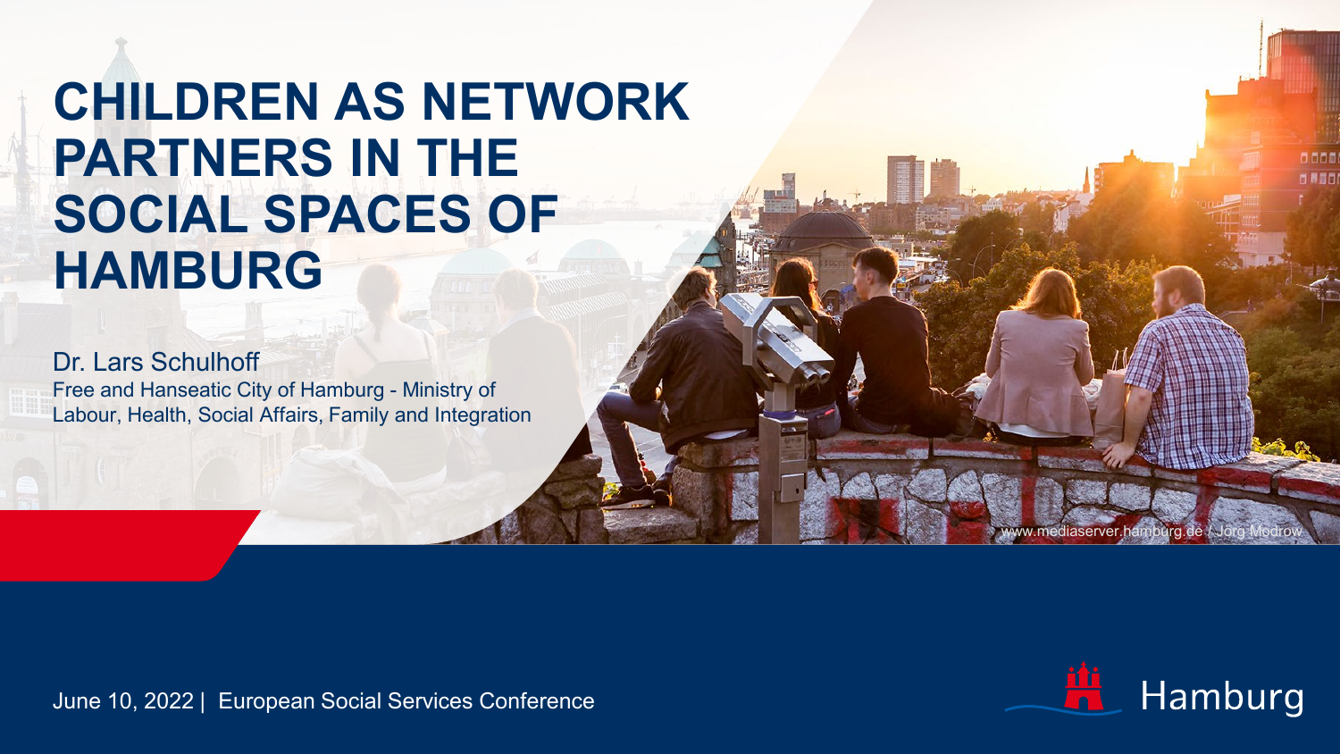# CHILDREN AS NETWORK PARTNERS IN THE SOCIAL SPACES OF HAMBURG

Dr. Lars Schulhoff

Free and Hanseatic City of Hamburg - Ministry of Labour, Health, Social Affairs, Family and Integration

www.mediaserver.hamburg.de / Jörg Modrow

June 10, 2022 | European Social Services Conference

Hamburg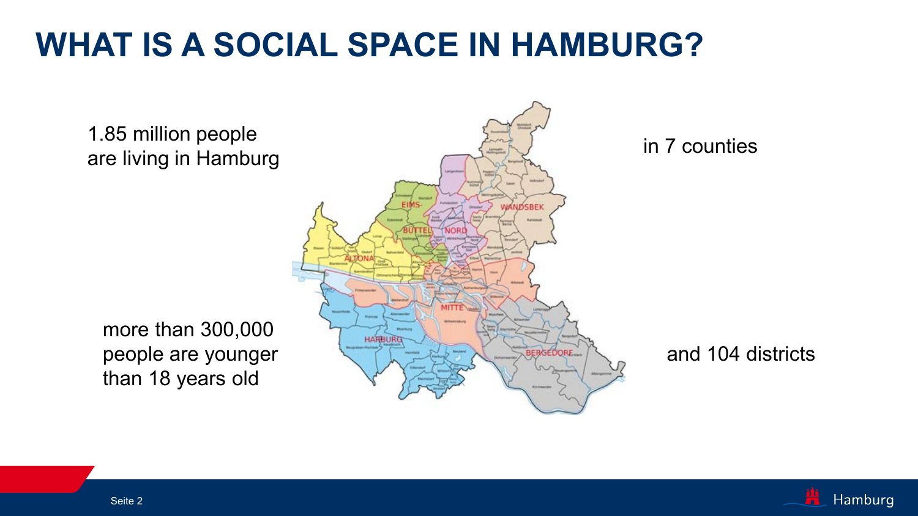# WHAT IS A SOCIAL SPACE IN HAMBURG?

1.85 million people are living in Hamburg

in 7 counties

more than 300,000 people are younger than 18 years old

and 104 districts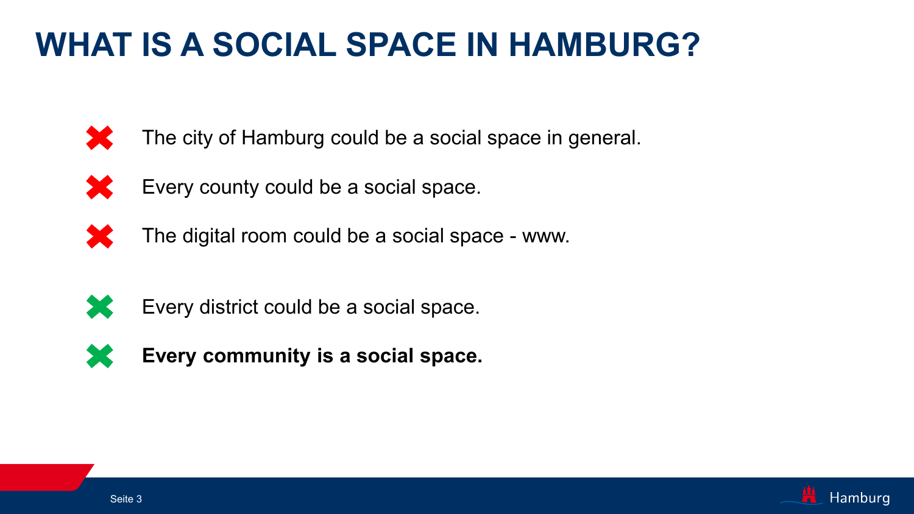# WHAT IS A SOCIAL SPACE IN HAMBURG?

- ✖ The city of Hamburg could be a social space in general.
- ✖ Every county could be a social space.
- ✖ The digital room could be a social space - www.

- ✖ Every district could be a social space.
- ✖ **Every community is a social space.**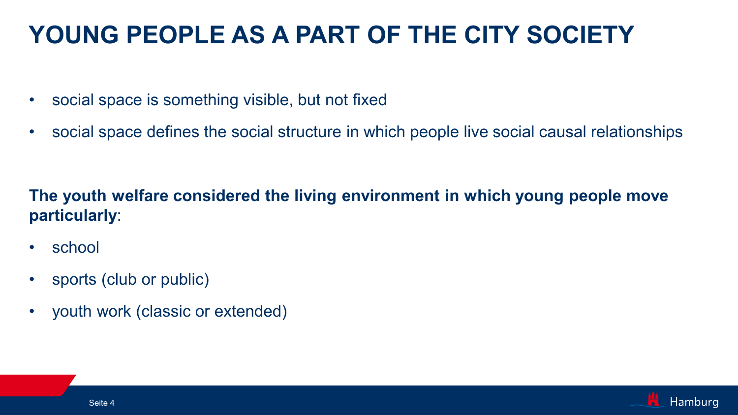# YOUNG PEOPLE AS A PART OF THE CITY SOCIETY

- social space is something visible, but not fixed
- social space defines the social structure in which people live social causal relationships

**The youth welfare considered the living environment in which young people move particularly**:

- school
- sports (club or public)
- youth work (classic or extended)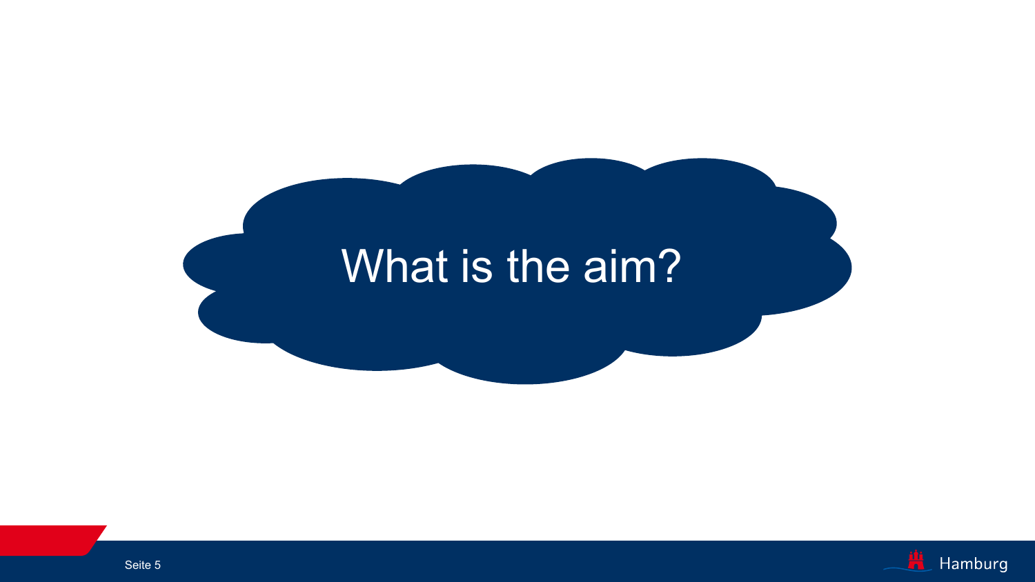# What is the aim?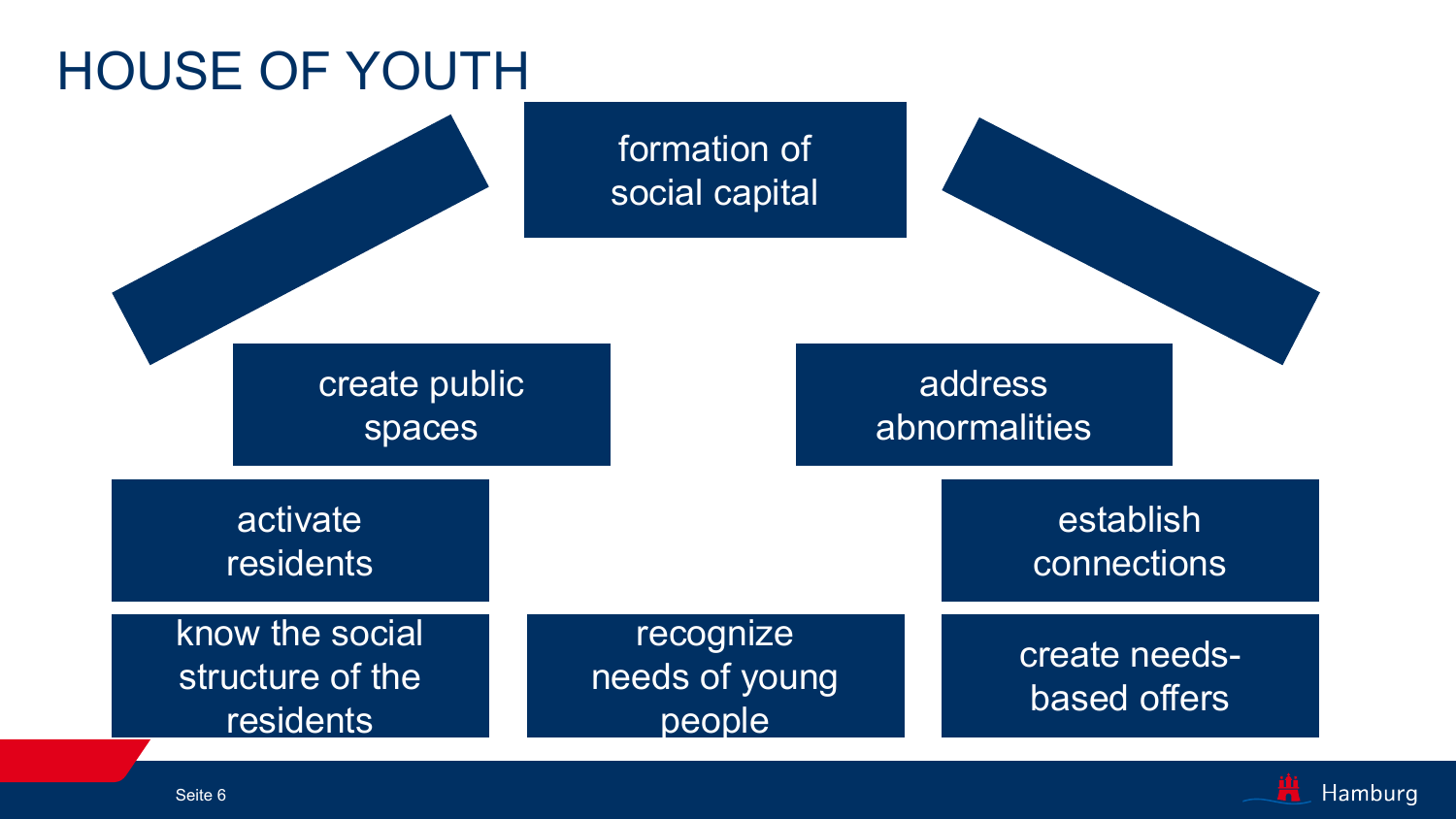# HOUSE OF YOUTH

formation of social capital

create public spaces

address abnormalities

activate residents

establish connections

know the social structure of the residents

recognize needs of young people

create needs-based offers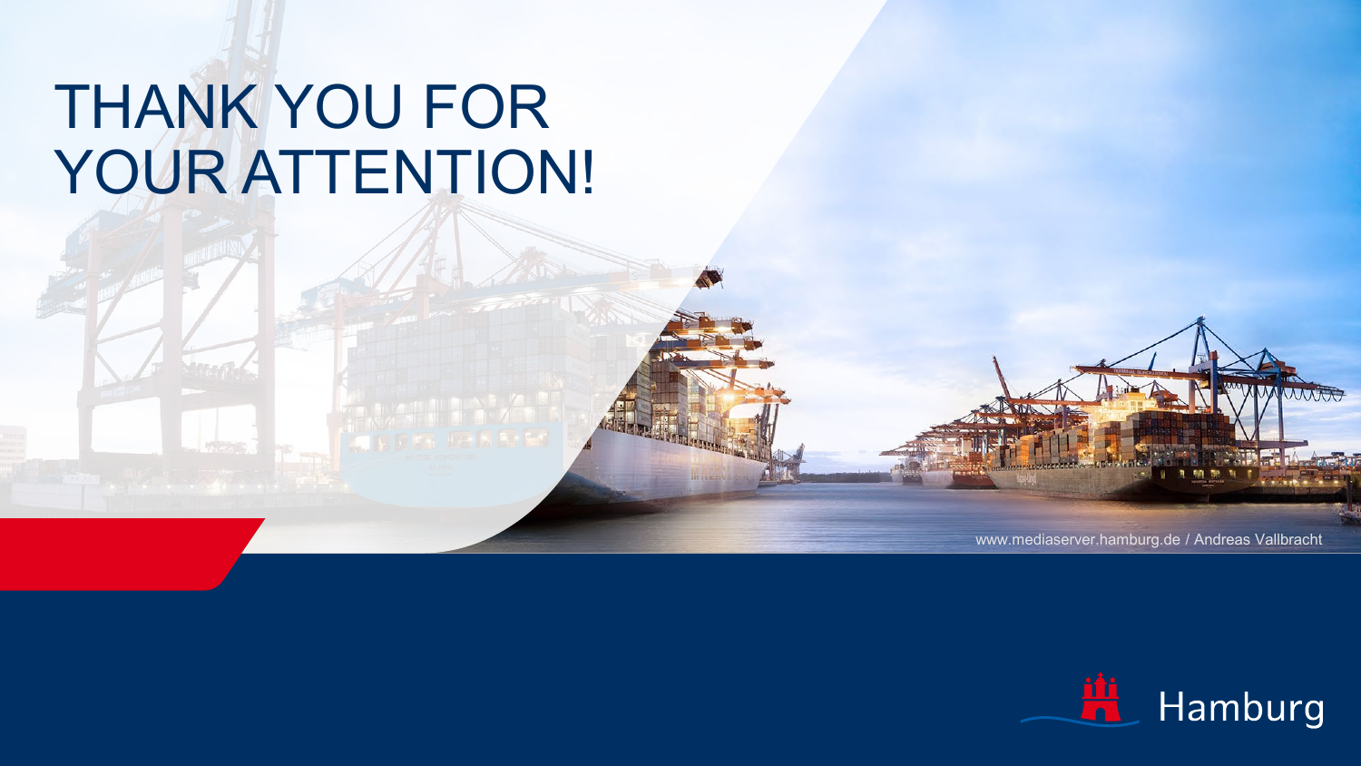# THANK YOU FOR YOUR ATTENTION!

www.mediaserver.hamburg.de / Andreas Vallbracht

Hamburg